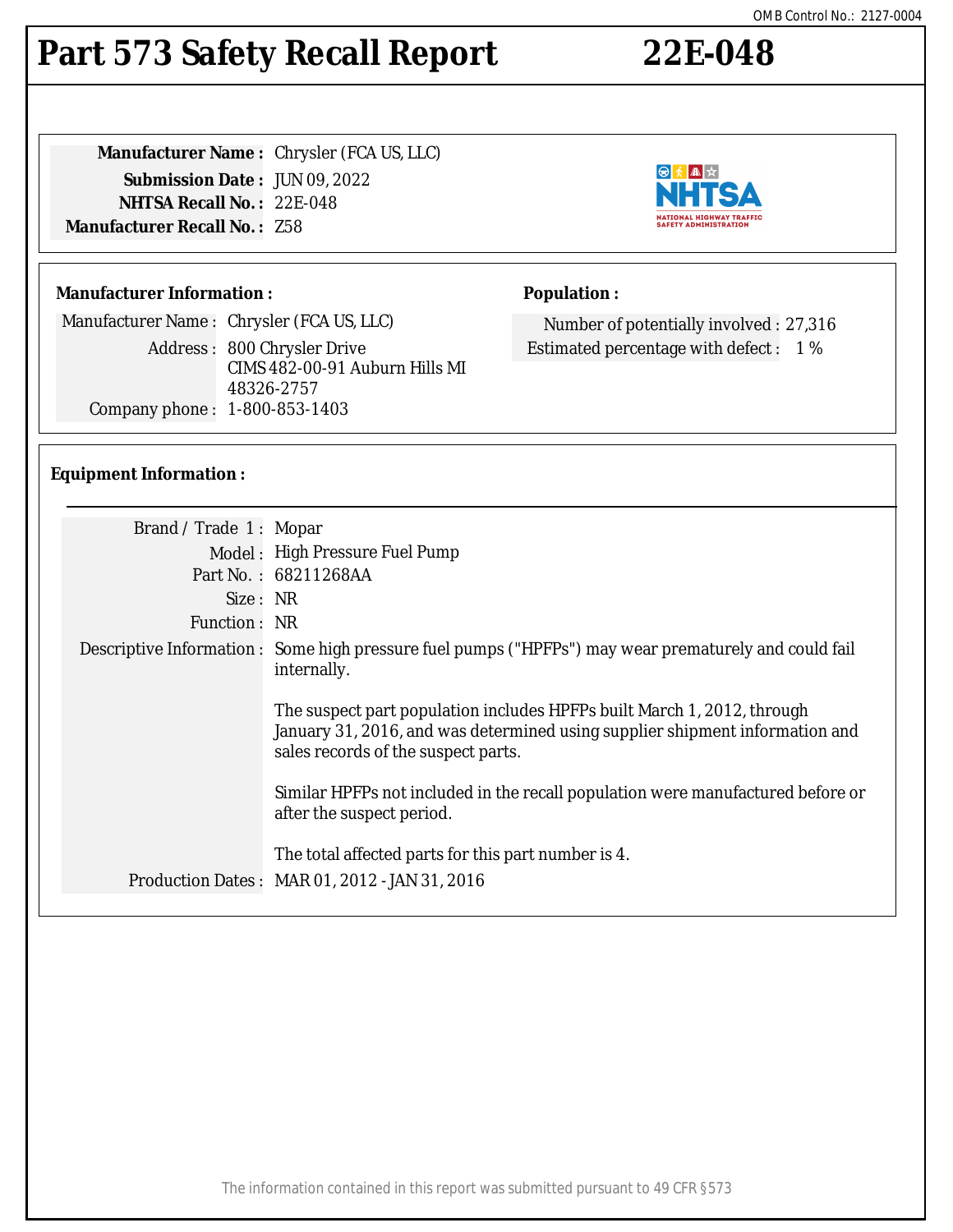OMB Control No.: 2127-0004

# Part 573 Safety Recall Report 22E-048

**Manufacturer Name :** Chrysler (FCA US, LLC)
**Submission Date :** JUN 09, 2022
**NHTSA Recall No. :** 22E-048
**Manufacturer Recall No. :** Z58

## Manufacturer Information :

Manufacturer Name : Chrysler (FCA US, LLC)
Address : 800 Chrysler Drive
CIMS 482-00-91 Auburn Hills MI
48326-2757
Company phone : 1-800-853-1403

## Population :

Number of potentially involved : 27,316
Estimated percentage with defect : 1 %

## Equipment Information :

Brand / Trade 1 : Mopar
Model : High Pressure Fuel Pump
Part No. : 68211268AA
Size : NR
Function : NR
Descriptive Information : Some high pressure fuel pumps ("HPFPs") may wear prematurely and could fail internally.

The suspect part population includes HPFPs built March 1, 2012, through January 31, 2016, and was determined using supplier shipment information and sales records of the suspect parts.

Similar HPFPs not included in the recall population were manufactured before or after the suspect period.

The total affected parts for this part number is 4.

Production Dates : MAR 01, 2012 - JAN 31, 2016

The information contained in this report was submitted pursuant to 49 CFR §573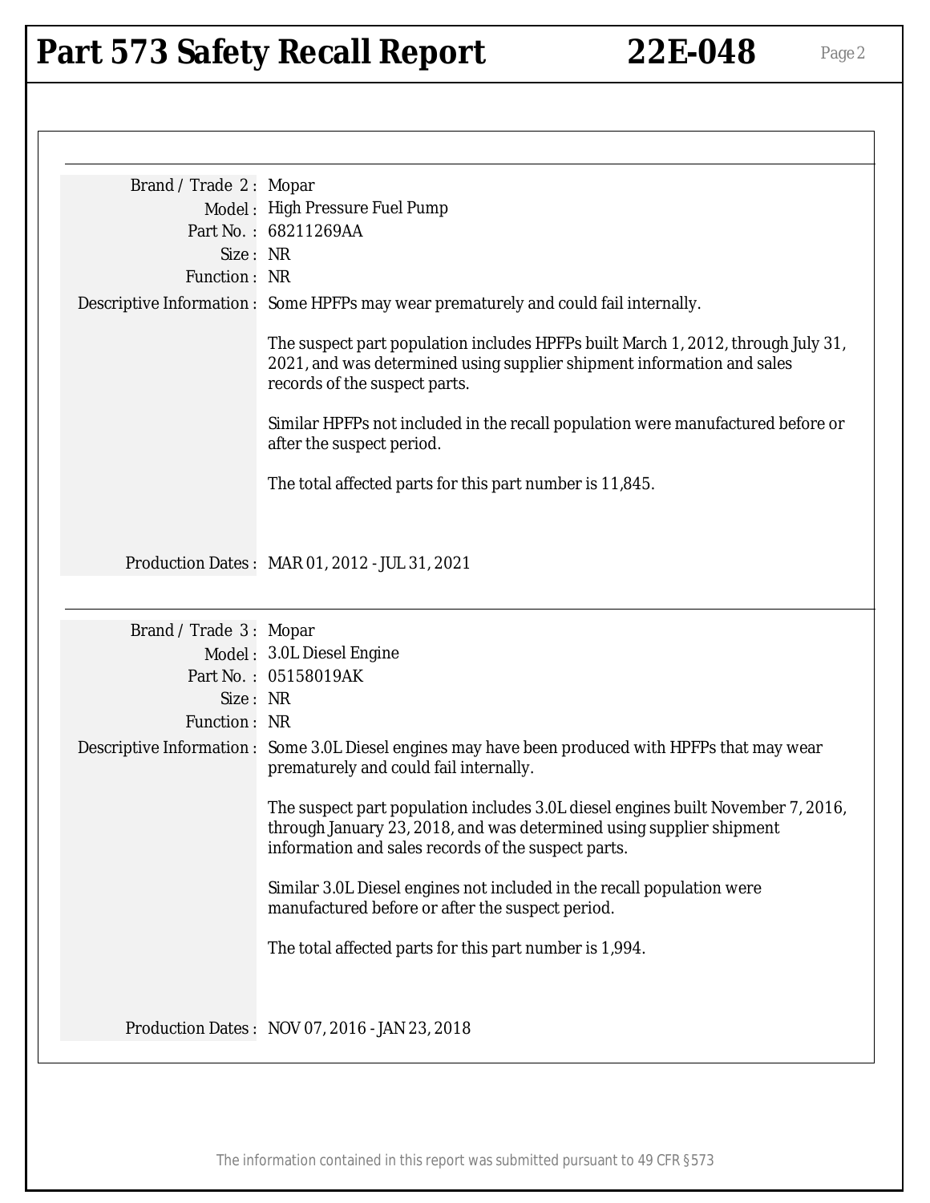| | |
|---|---|
| Brand / Trade 2 : | Mopar |
| Model : | High Pressure Fuel Pump |
| Part No. : | 68211269AA |
| Size : | NR |
| Function : | NR |
| Descriptive Information : | Some HPFPs may wear prematurely and could fail internally.<br><br>The suspect part population includes HPFPs built March 1, 2012, through July 31, 2021, and was determined using supplier shipment information and sales records of the suspect parts.<br><br>Similar HPFPs not included in the recall population were manufactured before or after the suspect period.<br><br>The total affected parts for this part number is 11,845. |
| Production Dates : | MAR 01, 2012 - JUL 31, 2021 |

| | |
|---|---|
| Brand / Trade 3 : | Mopar |
| Model : | 3.0L Diesel Engine |
| Part No. : | 05158019AK |
| Size : | NR |
| Function : | NR |
| Descriptive Information : | Some 3.0L Diesel engines may have been produced with HPFPs that may wear prematurely and could fail internally.<br><br>The suspect part population includes 3.0L diesel engines built November 7, 2016, through January 23, 2018, and was determined using supplier shipment information and sales records of the suspect parts.<br><br>Similar 3.0L Diesel engines not included in the recall population were manufactured before or after the suspect period.<br><br>The total affected parts for this part number is 1,994. |
| Production Dates : | NOV 07, 2016 - JAN 23, 2018 |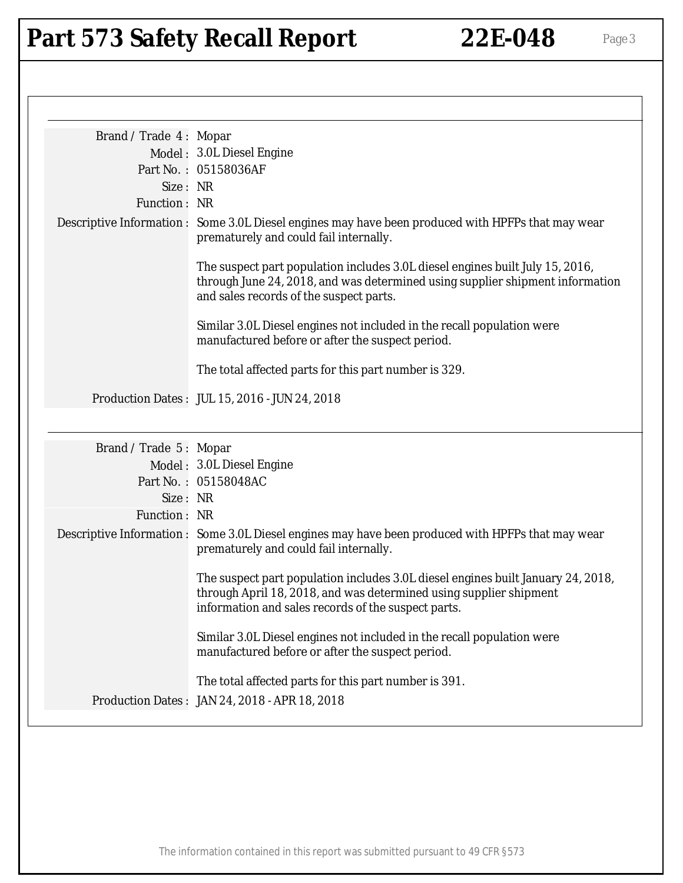| | |
|---|---|
| Brand / Trade 4 : | Mopar |
| Model : | 3.0L Diesel Engine |
| Part No. : | 05158036AF |
| Size : | NR |
| Function : | NR |
| Descriptive Information : | Some 3.0L Diesel engines may have been produced with HPFPs that may wear prematurely and could fail internally.<br><br>The suspect part population includes 3.0L diesel engines built July 15, 2016, through June 24, 2018, and was determined using supplier shipment information and sales records of the suspect parts.<br><br>Similar 3.0L Diesel engines not included in the recall population were manufactured before or after the suspect period.<br><br>The total affected parts for this part number is 329. |
| Production Dates : | JUL 15, 2016 - JUN 24, 2018 |

| | |
|---|---|
| Brand / Trade 5 : | Mopar |
| Model : | 3.0L Diesel Engine |
| Part No. : | 05158048AC |
| Size : | NR |
| Function : | NR |
| Descriptive Information : | Some 3.0L Diesel engines may have been produced with HPFPs that may wear prematurely and could fail internally.<br><br>The suspect part population includes 3.0L diesel engines built January 24, 2018, through April 18, 2018, and was determined using supplier shipment information and sales records of the suspect parts.<br><br>Similar 3.0L Diesel engines not included in the recall population were manufactured before or after the suspect period.<br><br>The total affected parts for this part number is 391. |
| Production Dates : | JAN 24, 2018 - APR 18, 2018 |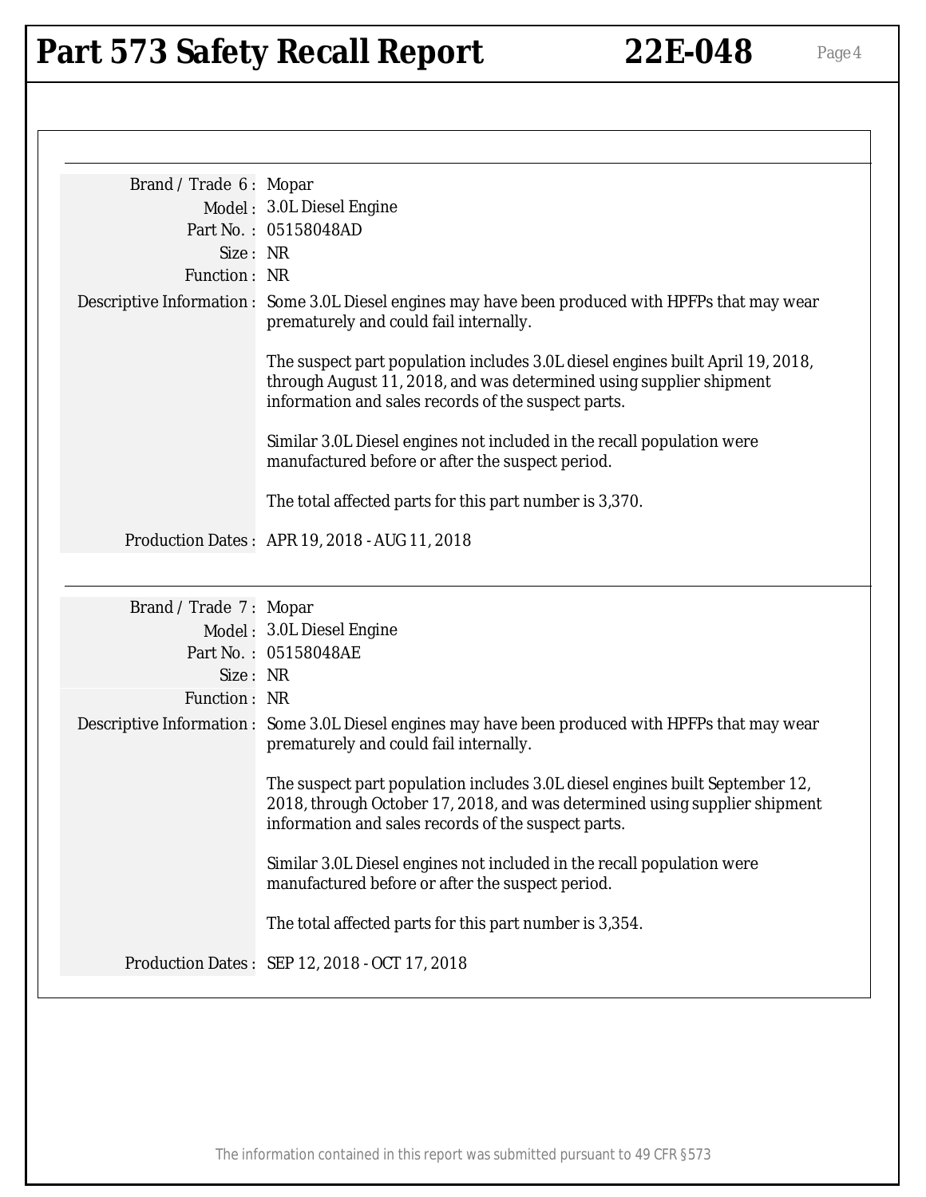| | |
|---|---|
| Brand / Trade 6 : | Mopar |
| Model : | 3.0L Diesel Engine |
| Part No. : | 05158048AD |
| Size : | NR |
| Function : | NR |
| Descriptive Information : | Some 3.0L Diesel engines may have been produced with HPFPs that may wear prematurely and could fail internally.<br><br>The suspect part population includes 3.0L diesel engines built April 19, 2018, through August 11, 2018, and was determined using supplier shipment information and sales records of the suspect parts.<br><br>Similar 3.0L Diesel engines not included in the recall population were manufactured before or after the suspect period.<br><br>The total affected parts for this part number is 3,370. |
| Production Dates : | APR 19, 2018 - AUG 11, 2018 |

| | |
|---|---|
| Brand / Trade 7 : | Mopar |
| Model : | 3.0L Diesel Engine |
| Part No. : | 05158048AE |
| Size : | NR |
| Function : | NR |
| Descriptive Information : | Some 3.0L Diesel engines may have been produced with HPFPs that may wear prematurely and could fail internally.<br><br>The suspect part population includes 3.0L diesel engines built September 12, 2018, through October 17, 2018, and was determined using supplier shipment information and sales records of the suspect parts.<br><br>Similar 3.0L Diesel engines not included in the recall population were manufactured before or after the suspect period.<br><br>The total affected parts for this part number is 3,354. |
| Production Dates : | SEP 12, 2018 - OCT 17, 2018 |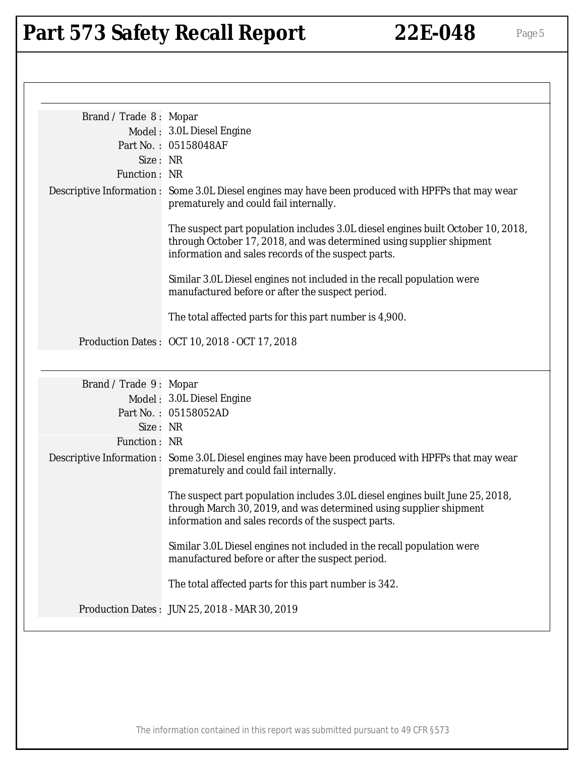| | |
|---|---|
| Brand / Trade 8 : | Mopar |
| Model : | 3.0L Diesel Engine |
| Part No. : | 05158048AF |
| Size : | NR |
| Function : | NR |
| Descriptive Information : | Some 3.0L Diesel engines may have been produced with HPFPs that may wear prematurely and could fail internally.<br><br>The suspect part population includes 3.0L diesel engines built October 10, 2018, through October 17, 2018, and was determined using supplier shipment information and sales records of the suspect parts.<br><br>Similar 3.0L Diesel engines not included in the recall population were manufactured before or after the suspect period.<br><br>The total affected parts for this part number is 4,900. |
| Production Dates : | OCT 10, 2018 - OCT 17, 2018 |

| | |
|---|---|
| Brand / Trade 9 : | Mopar |
| Model : | 3.0L Diesel Engine |
| Part No. : | 05158052AD |
| Size : | NR |
| Function : | NR |
| Descriptive Information : | Some 3.0L Diesel engines may have been produced with HPFPs that may wear prematurely and could fail internally.<br><br>The suspect part population includes 3.0L diesel engines built June 25, 2018, through March 30, 2019, and was determined using supplier shipment information and sales records of the suspect parts.<br><br>Similar 3.0L Diesel engines not included in the recall population were manufactured before or after the suspect period.<br><br>The total affected parts for this part number is 342. |
| Production Dates : | JUN 25, 2018 - MAR 30, 2019 |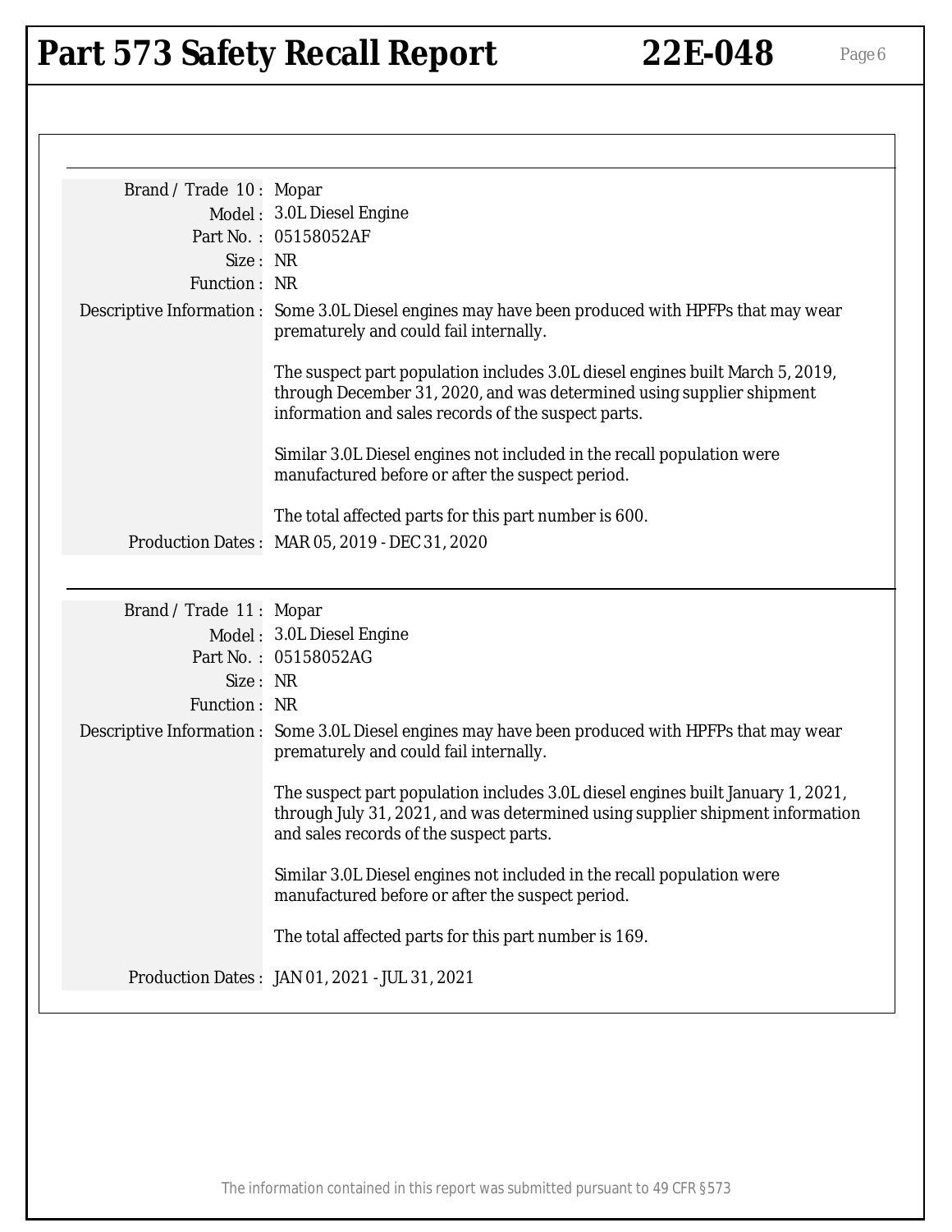Brand / Trade 10 : Mopar

Model : 3.0L Diesel Engine

Part No. : 05158052AF

Size : NR

Function : NR

Descriptive Information : Some 3.0L Diesel engines may have been produced with HPFPs that may wear prematurely and could fail internally.

The suspect part population includes 3.0L diesel engines built March 5, 2019, through December 31, 2020, and was determined using supplier shipment information and sales records of the suspect parts.

Similar 3.0L Diesel engines not included in the recall population were manufactured before or after the suspect period.

The total affected parts for this part number is 600.

Production Dates : MAR 05, 2019 - DEC 31, 2020

---

Brand / Trade 11 : Mopar

Model : 3.0L Diesel Engine

Part No. : 05158052AG

Size : NR

Function : NR

Descriptive Information : Some 3.0L Diesel engines may have been produced with HPFPs that may wear prematurely and could fail internally.

The suspect part population includes 3.0L diesel engines built January 1, 2021, through July 31, 2021, and was determined using supplier shipment information and sales records of the suspect parts.

Similar 3.0L Diesel engines not included in the recall population were manufactured before or after the suspect period.

The total affected parts for this part number is 169.

Production Dates : JAN 01, 2021 - JUL 31, 2021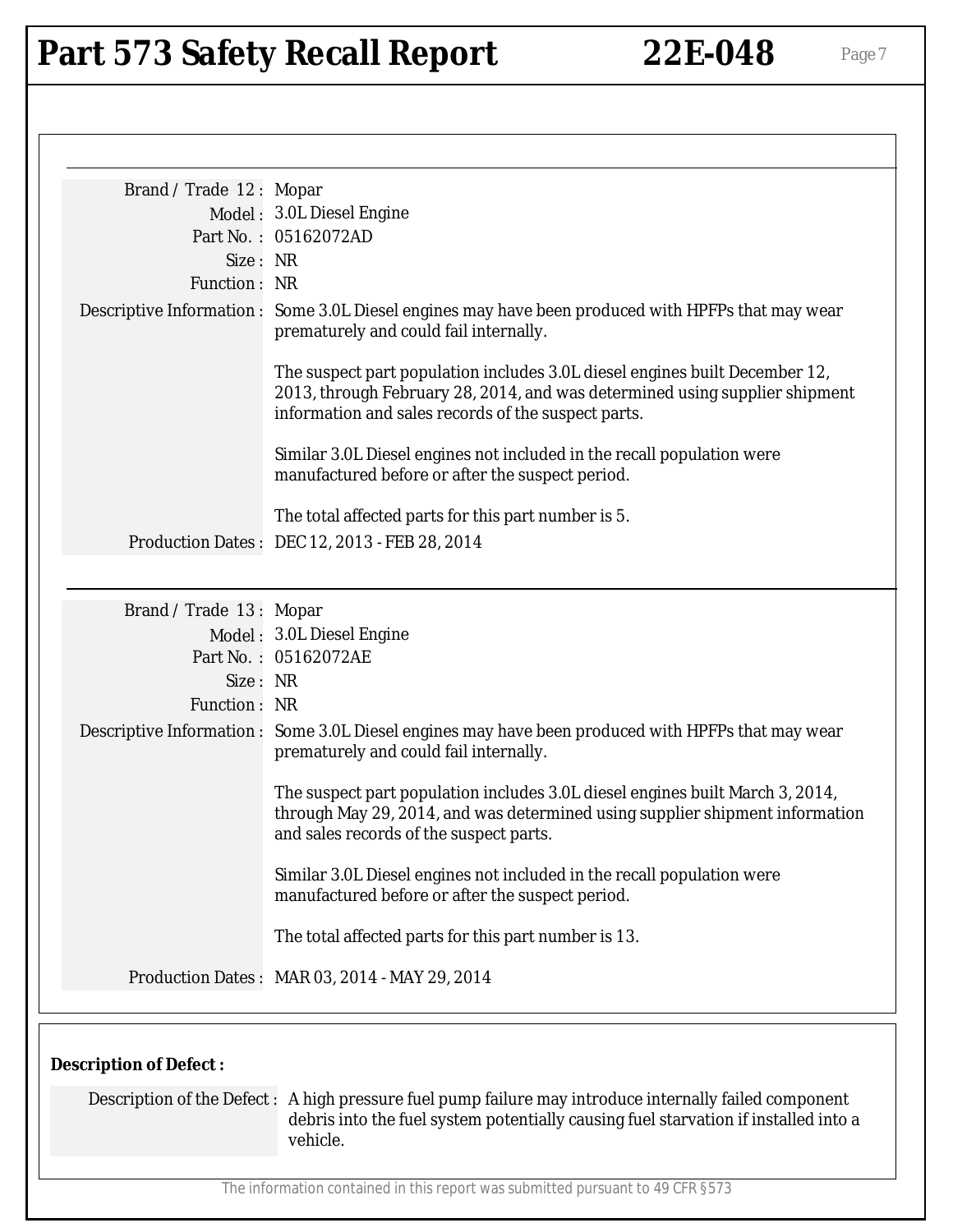Brand / Trade 12 : Mopar
Model : 3.0L Diesel Engine
Part No. : 05162072AD
Size : NR
Function : NR

Descriptive Information : Some 3.0L Diesel engines may have been produced with HPFPs that may wear prematurely and could fail internally.

The suspect part population includes 3.0L diesel engines built December 12, 2013, through February 28, 2014, and was determined using supplier shipment information and sales records of the suspect parts.

Similar 3.0L Diesel engines not included in the recall population were manufactured before or after the suspect period.

The total affected parts for this part number is 5.

Production Dates : DEC 12, 2013 - FEB 28, 2014

---

Brand / Trade 13 : Mopar
Model : 3.0L Diesel Engine
Part No. : 05162072AE
Size : NR
Function : NR

Descriptive Information : Some 3.0L Diesel engines may have been produced with HPFPs that may wear prematurely and could fail internally.

The suspect part population includes 3.0L diesel engines built March 3, 2014, through May 29, 2014, and was determined using supplier shipment information and sales records of the suspect parts.

Similar 3.0L Diesel engines not included in the recall population were manufactured before or after the suspect period.

The total affected parts for this part number is 13.

Production Dates : MAR 03, 2014 - MAY 29, 2014

**Description of Defect :**

Description of the Defect : A high pressure fuel pump failure may introduce internally failed component debris into the fuel system potentially causing fuel starvation if installed into a vehicle.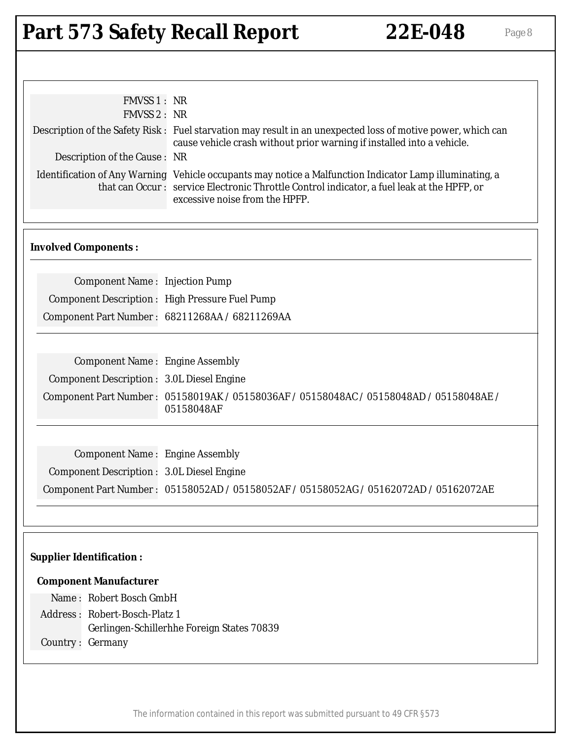| | |
|---|---|
| FMVSS 1 : | NR |
| FMVSS 2 : | NR |
| Description of the Safety Risk : | Fuel starvation may result in an unexpected loss of motive power, which can cause vehicle crash without prior warning if installed into a vehicle. |
| Description of the Cause : | NR |
| Identification of Any Warning that can Occur : | Vehicle occupants may notice a Malfunction Indicator Lamp illuminating, a service Electronic Throttle Control indicator, a fuel leak at the HPFP, or excessive noise from the HPFP. |

**Involved Components :**

| | |
|---|---|
| Component Name : | Injection Pump |
| Component Description : | High Pressure Fuel Pump |
| Component Part Number : | 68211268AA / 68211269AA |

| | |
|---|---|
| Component Name : | Engine Assembly |
| Component Description : | 3.0L Diesel Engine |
| Component Part Number : | 05158019AK / 05158036AF / 05158048AC / 05158048AD / 05158048AE / 05158048AF |

| | |
|---|---|
| Component Name : | Engine Assembly |
| Component Description : | 3.0L Diesel Engine |
| Component Part Number : | 05158052AD / 05158052AF / 05158052AG / 05162072AD / 05162072AE |

**Supplier Identification :**

**Component Manufacturer**

| | |
|---|---|
| Name : | Robert Bosch GmbH |
| Address : | Robert-Bosch-Platz 1<br>Gerlingen-Schillerhhe Foreign States 70839 |
| Country : | Germany |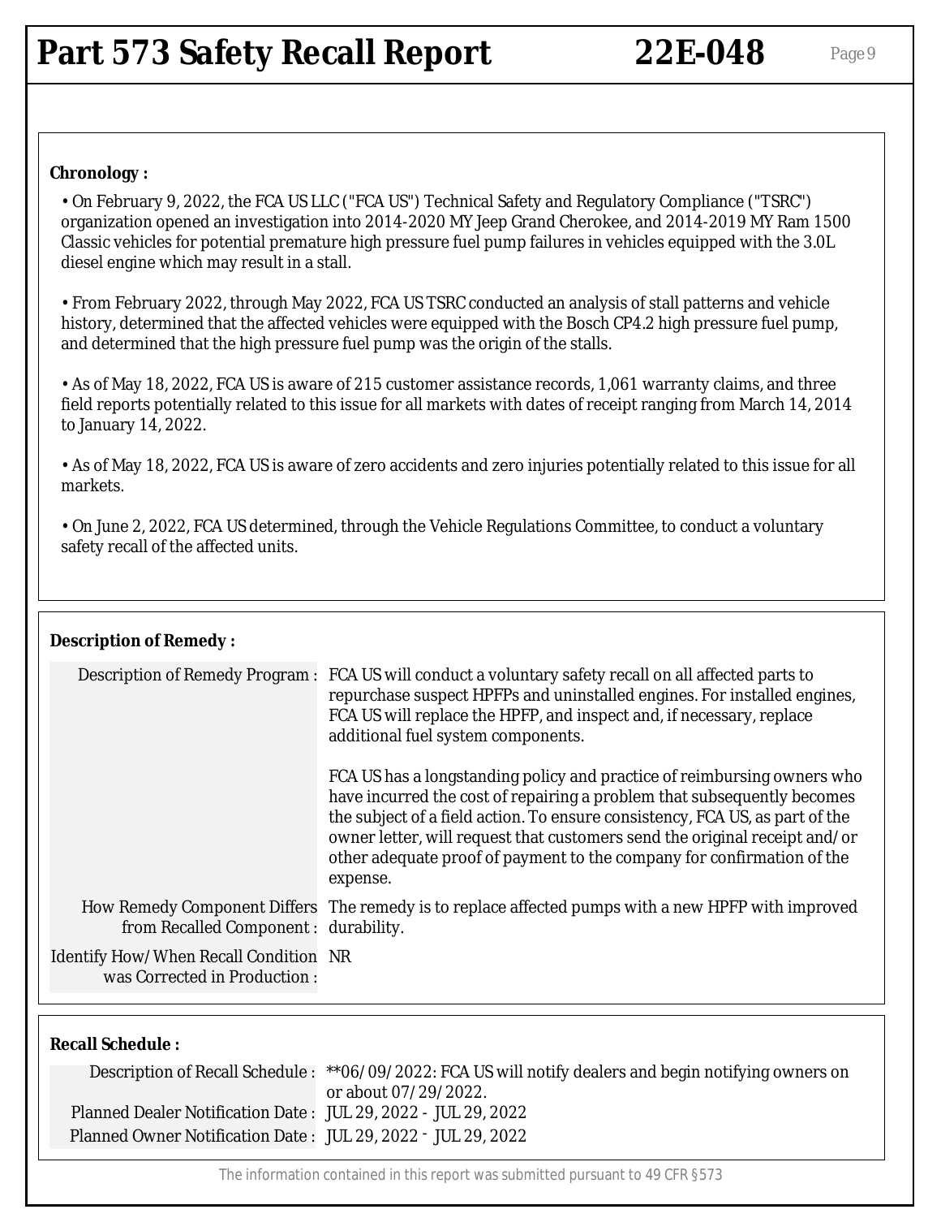## Chronology :

- On February 9, 2022, the FCA US LLC ("FCA US") Technical Safety and Regulatory Compliance ("TSRC") organization opened an investigation into 2014-2020 MY Jeep Grand Cherokee, and 2014-2019 MY Ram 1500 Classic vehicles for potential premature high pressure fuel pump failures in vehicles equipped with the 3.0L diesel engine which may result in a stall.

- From February 2022, through May 2022, FCA US TSRC conducted an analysis of stall patterns and vehicle history, determined that the affected vehicles were equipped with the Bosch CP4.2 high pressure fuel pump, and determined that the high pressure fuel pump was the origin of the stalls.

- As of May 18, 2022, FCA US is aware of 215 customer assistance records, 1,061 warranty claims, and three field reports potentially related to this issue for all markets with dates of receipt ranging from March 14, 2014 to January 14, 2022.

- As of May 18, 2022, FCA US is aware of zero accidents and zero injuries potentially related to this issue for all markets.

- On June 2, 2022, FCA US determined, through the Vehicle Regulations Committee, to conduct a voluntary safety recall of the affected units.

## Description of Remedy :

| | |
|---|---|
| Description of Remedy Program : | FCA US will conduct a voluntary safety recall on all affected parts to repurchase suspect HPFPs and uninstalled engines. For installed engines, FCA US will replace the HPFP, and inspect and, if necessary, replace additional fuel system components.<br><br>FCA US has a longstanding policy and practice of reimbursing owners who have incurred the cost of repairing a problem that subsequently becomes the subject of a field action. To ensure consistency, FCA US, as part of the owner letter, will request that customers send the original receipt and/or other adequate proof of payment to the company for confirmation of the expense. |
| How Remedy Component Differs from Recalled Component : | The remedy is to replace affected pumps with a new HPFP with improved durability. |
| Identify How/When Recall Condition was Corrected in Production : | NR |

## Recall Schedule :

| | |
|---|---|
| Description of Recall Schedule : | **06/09/2022: FCA US will notify dealers and begin notifying owners on or about 07/29/2022. |
| Planned Dealer Notification Date : | JUL 29, 2022 - JUL 29, 2022 |
| Planned Owner Notification Date : | JUL 29, 2022 - JUL 29, 2022 |

The information contained in this report was submitted pursuant to 49 CFR §573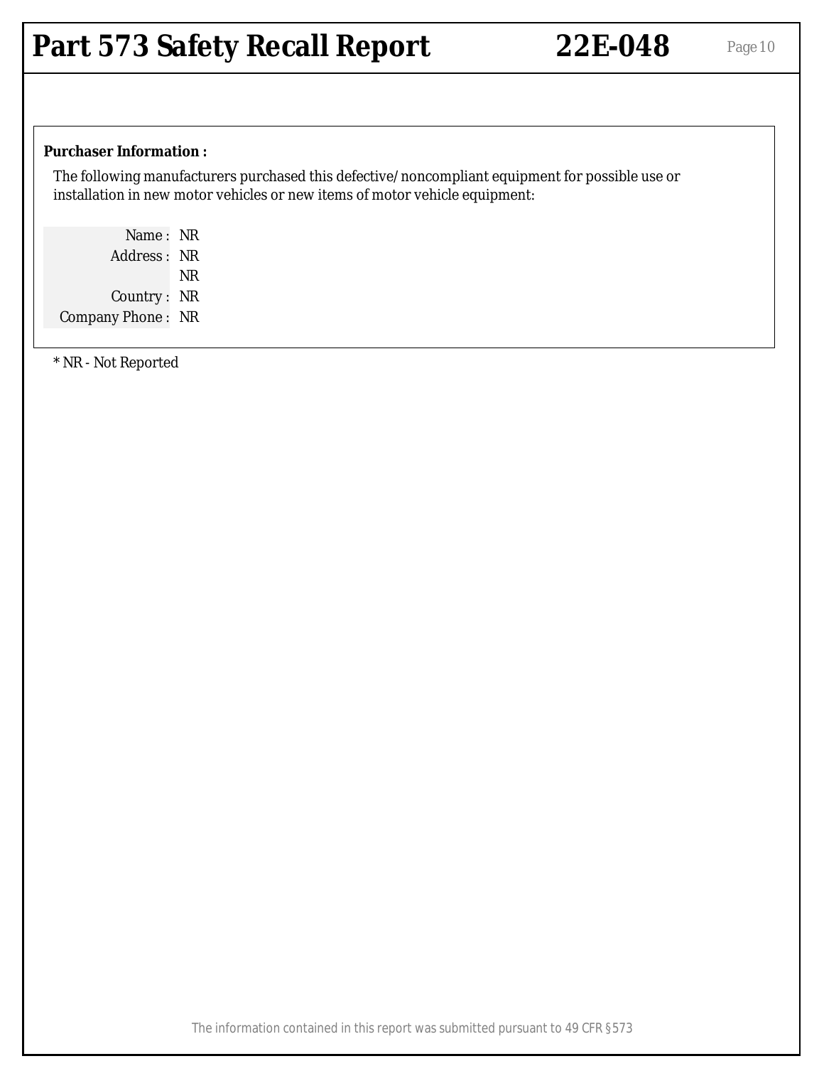**Purchaser Information :**

The following manufacturers purchased this defective/noncompliant equipment for possible use or installation in new motor vehicles or new items of motor vehicle equipment:

| | |
|---|---|
| Name : | NR |
| Address : | NR |
| | NR |
| Country : | NR |
| Company Phone : | NR |

* NR - Not Reported

The information contained in this report was submitted pursuant to 49 CFR §573